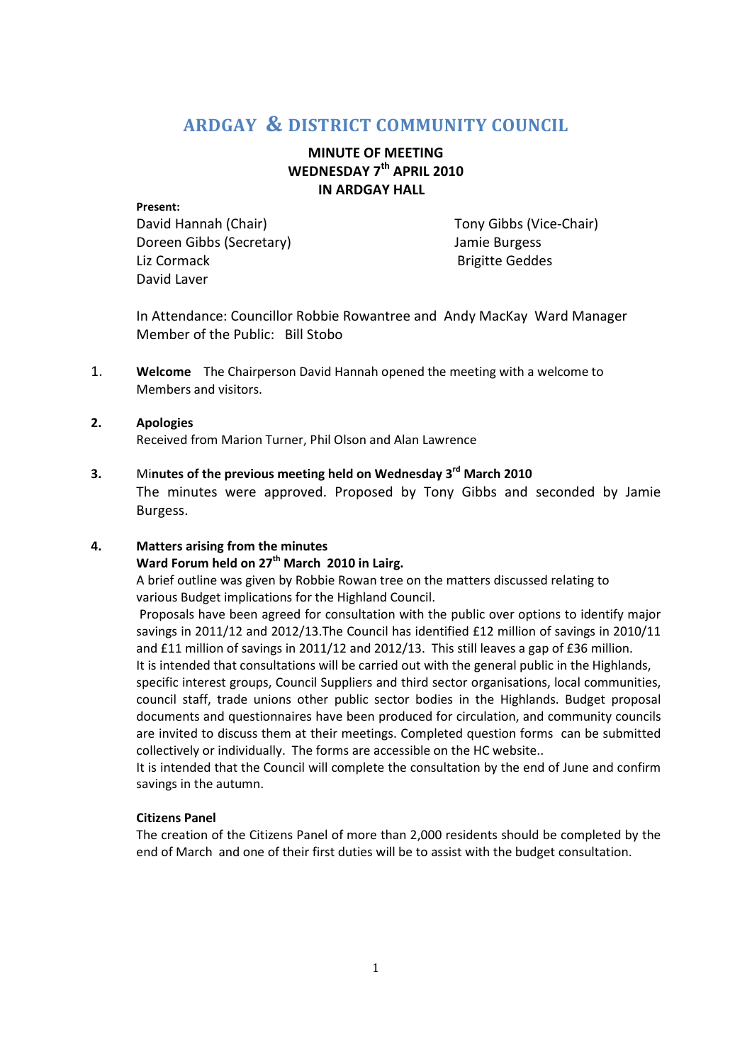# ARDGAY & DISTRICT COMMUNITY COUNCIL

**MINUTE OF MEETING**
**WEDNESDAY 7th APRIL 2010**
**IN ARDGAY HALL**

**Present:**

David Hannah (Chair)
Tony Gibbs (Vice-Chair)
Doreen Gibbs (Secretary)
Jamie Burgess
Liz Cormack
Brigitte Geddes
David Laver

In Attendance: Councillor Robbie Rowantree and Andy MacKay Ward Manager
Member of the Public: Bill Stobo

1. **Welcome** The Chairperson David Hannah opened the meeting with a welcome to Members and visitors.

2. **Apologies**
Received from Marion Turner, Phil Olson and Alan Lawrence

3. Mi**nutes of the previous meeting held on Wednesday 3rd March 2010**
The minutes were approved. Proposed by Tony Gibbs and seconded by Jamie Burgess.

4. **Matters arising from the minutes**
**Ward Forum held on 27th March 2010 in Lairg.**
A brief outline was given by Robbie Rowan tree on the matters discussed relating to various Budget implications for the Highland Council.
Proposals have been agreed for consultation with the public over options to identify major savings in 2011/12 and 2012/13.The Council has identified £12 million of savings in 2010/11 and £11 million of savings in 2011/12 and 2012/13. This still leaves a gap of £36 million.
It is intended that consultations will be carried out with the general public in the Highlands, specific interest groups, Council Suppliers and third sector organisations, local communities, council staff, trade unions other public sector bodies in the Highlands. Budget proposal documents and questionnaires have been produced for circulation, and community councils are invited to discuss them at their meetings. Completed question forms can be submitted collectively or individually. The forms are accessible on the HC website..
It is intended that the Council will complete the consultation by the end of June and confirm savings in the autumn.

**Citizens Panel**
The creation of the Citizens Panel of more than 2,000 residents should be completed by the end of March and one of their first duties will be to assist with the budget consultation.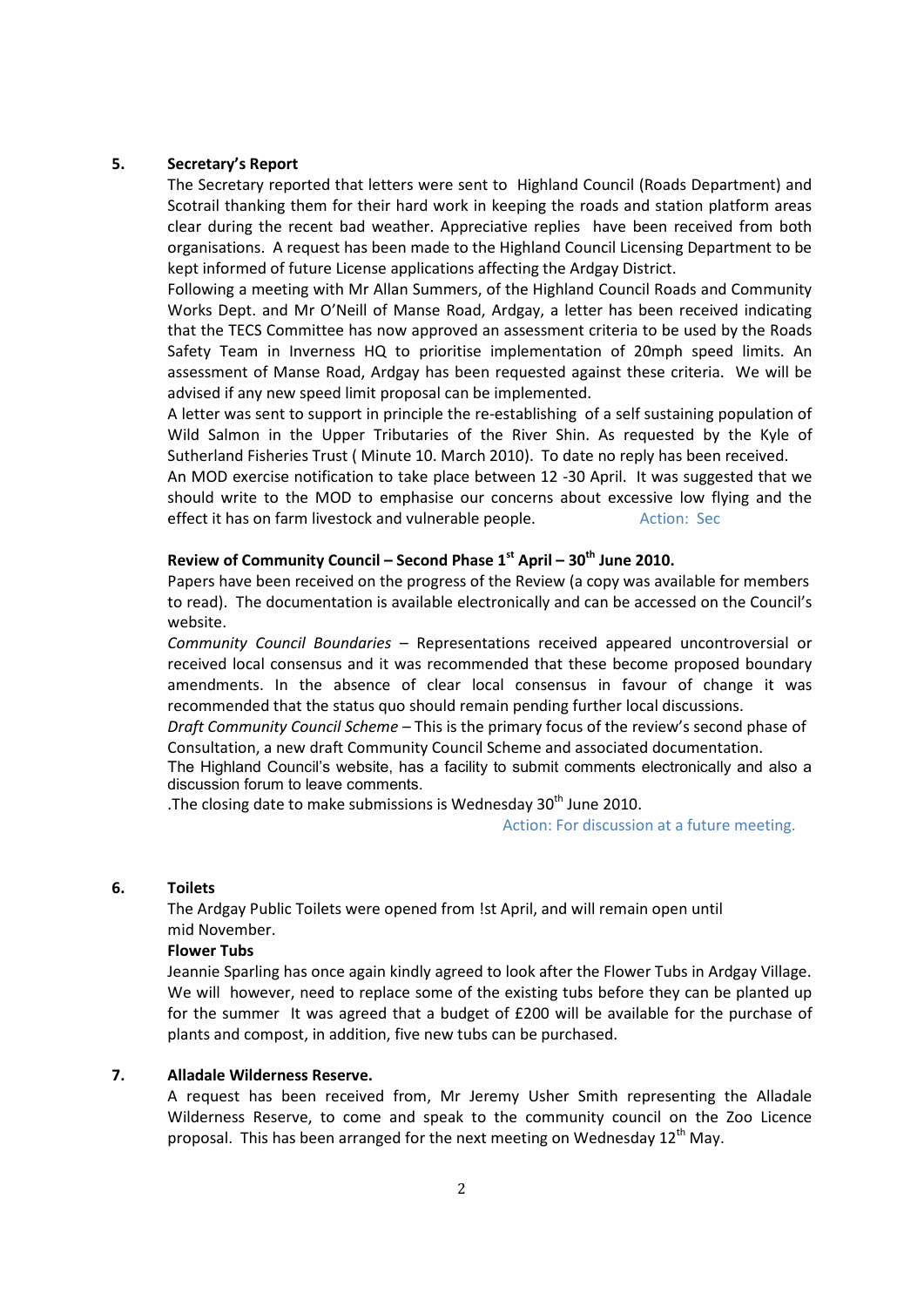**5. Secretary's Report**

The Secretary reported that letters were sent to Highland Council (Roads Department) and Scotrail thanking them for their hard work in keeping the roads and station platform areas clear during the recent bad weather. Appreciative replies have been received from both organisations. A request has been made to the Highland Council Licensing Department to be kept informed of future License applications affecting the Ardgay District.

Following a meeting with Mr Allan Summers, of the Highland Council Roads and Community Works Dept. and Mr O'Neill of Manse Road, Ardgay, a letter has been received indicating that the TECS Committee has now approved an assessment criteria to be used by the Roads Safety Team in Inverness HQ to prioritise implementation of 20mph speed limits. An assessment of Manse Road, Ardgay has been requested against these criteria. We will be advised if any new speed limit proposal can be implemented.

A letter was sent to support in principle the re-establishing of a self sustaining population of Wild Salmon in the Upper Tributaries of the River Shin. As requested by the Kyle of Sutherland Fisheries Trust ( Minute 10. March 2010). To date no reply has been received.

An MOD exercise notification to take place between 12 -30 April. It was suggested that we should write to the MOD to emphasise our concerns about excessive low flying and the effect it has on farm livestock and vulnerable people. Action: Sec

**Review of Community Council – Second Phase 1st April – 30th June 2010.**

Papers have been received on the progress of the Review (a copy was available for members to read). The documentation is available electronically and can be accessed on the Council's website.

*Community Council Boundaries* – Representations received appeared uncontroversial or received local consensus and it was recommended that these become proposed boundary amendments. In the absence of clear local consensus in favour of change it was recommended that the status quo should remain pending further local discussions.

*Draft Community Council Scheme* – This is the primary focus of the review's second phase of Consultation, a new draft Community Council Scheme and associated documentation.

The Highland Council's website, has a facility to submit comments electronically and also a discussion forum to leave comments.

.The closing date to make submissions is Wednesday 30th June 2010.

Action: For discussion at a future meeting.

**6. Toilets**

The Ardgay Public Toilets were opened from !st April, and will remain open until mid November.

**Flower Tubs**

Jeannie Sparling has once again kindly agreed to look after the Flower Tubs in Ardgay Village. We will however, need to replace some of the existing tubs before they can be planted up for the summer It was agreed that a budget of £200 will be available for the purchase of plants and compost, in addition, five new tubs can be purchased.

**7. Alladale Wilderness Reserve.**

A request has been received from, Mr Jeremy Usher Smith representing the Alladale Wilderness Reserve, to come and speak to the community council on the Zoo Licence proposal. This has been arranged for the next meeting on Wednesday 12th May.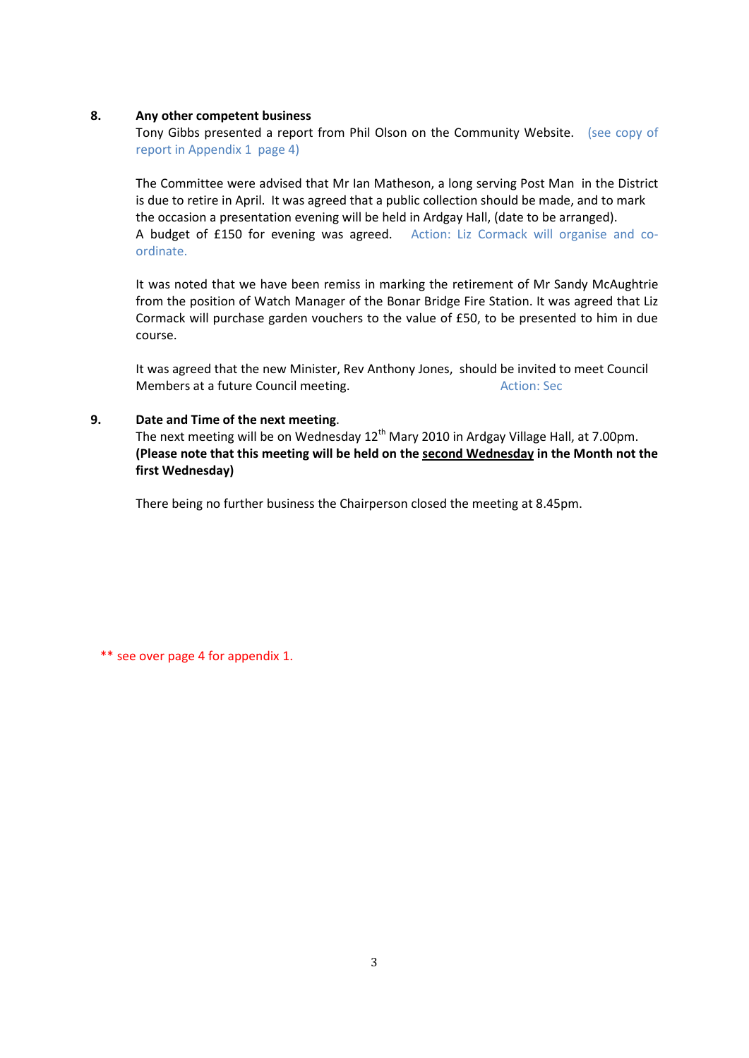8. **Any other competent business**

Tony Gibbs presented a report from Phil Olson on the Community Website. (see copy of report in Appendix 1 page 4)

The Committee were advised that Mr Ian Matheson, a long serving Post Man in the District is due to retire in April. It was agreed that a public collection should be made, and to mark the occasion a presentation evening will be held in Ardgay Hall, (date to be arranged).
A budget of £150 for evening was agreed. Action: Liz Cormack will organise and co-ordinate.

It was noted that we have been remiss in marking the retirement of Mr Sandy McAughtrie from the position of Watch Manager of the Bonar Bridge Fire Station. It was agreed that Liz Cormack will purchase garden vouchers to the value of £50, to be presented to him in due course.

It was agreed that the new Minister, Rev Anthony Jones, should be invited to meet Council Members at a future Council meeting. Action: Sec

9. **Date and Time of the next meeting**.

The next meeting will be on Wednesday 12th Mary 2010 in Ardgay Village Hall, at 7.00pm.
**(Please note that this meeting will be held on the <u>second Wednesday</u> in the Month not the first Wednesday)**

There being no further business the Chairperson closed the meeting at 8.45pm.

** see over page 4 for appendix 1.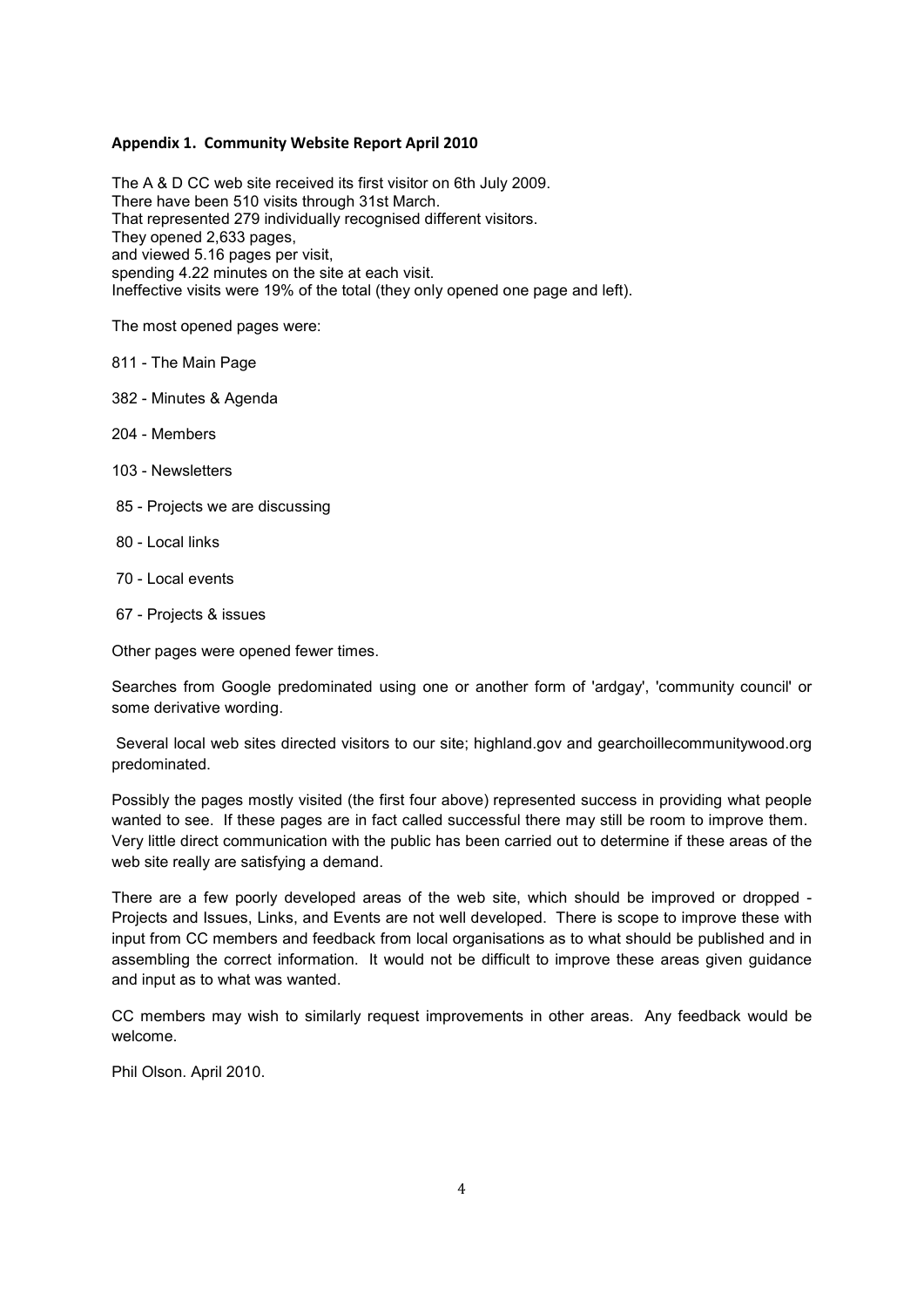**Appendix 1. Community Website Report April 2010**

The A & D CC web site received its first visitor on 6th July 2009.
There have been 510 visits through 31st March.
That represented 279 individually recognised different visitors.
They opened 2,633 pages,
and viewed 5.16 pages per visit,
spending 4.22 minutes on the site at each visit.
Ineffective visits were 19% of the total (they only opened one page and left).

The most opened pages were:

811 - The Main Page

382 - Minutes & Agenda

204 - Members

103 - Newsletters

85 - Projects we are discussing

80 - Local links

70 - Local events

67 - Projects & issues

Other pages were opened fewer times.

Searches from Google predominated using one or another form of 'ardgay', 'community council' or some derivative wording.

Several local web sites directed visitors to our site; highland.gov and gearchoillecommunitywood.org predominated.

Possibly the pages mostly visited (the first four above) represented success in providing what people wanted to see. If these pages are in fact called successful there may still be room to improve them. Very little direct communication with the public has been carried out to determine if these areas of the web site really are satisfying a demand.

There are a few poorly developed areas of the web site, which should be improved or dropped - Projects and Issues, Links, and Events are not well developed. There is scope to improve these with input from CC members and feedback from local organisations as to what should be published and in assembling the correct information. It would not be difficult to improve these areas given guidance and input as to what was wanted.

CC members may wish to similarly request improvements in other areas. Any feedback would be welcome.

Phil Olson. April 2010.